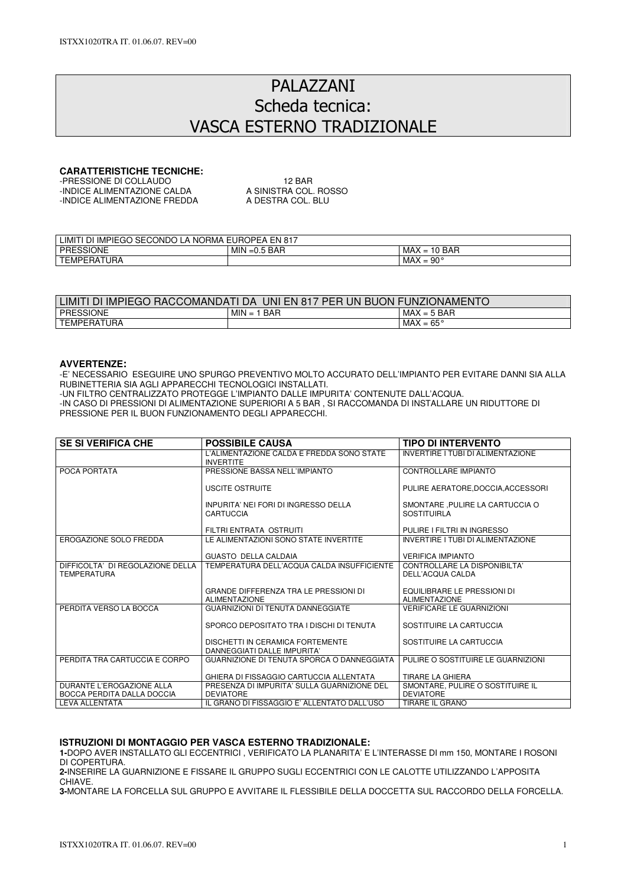# PALAZZANI
## Scheda tecnica:
## VASCA ESTERNO TRADIZIONALE

**CARATTERISTICHE TECNICHE:**

| | |
|---|---|
| -PRESSIONE DI COLLAUDO | 12 BAR |
| -INDICE ALIMENTAZIONE CALDA | A SINISTRA COL. ROSSO |
| -INDICE ALIMENTAZIONE FREDDA | A DESTRA COL. BLU |

| LIMITI DI IMPIEGO SECONDO LA NORMA EUROPEA EN 817 | | |
|---|---|---|
| PRESSIONE | MIN =0.5 BAR | MAX = 10 BAR |
| TEMPERATURA | | MAX = 90° |

| LIMITI DI IMPIEGO RACCOMANDATI DA UNI EN 817 PER UN BUON FUNZIONAMENTO | | |
|---|---|---|
| PRESSIONE | MIN = 1 BAR | MAX = 5 BAR |
| TEMPERATURA | | MAX = 65° |

**AVVERTENZE:**

-E' NECESSARIO ESEGUIRE UNO SPURGO PREVENTIVO MOLTO ACCURATO DELL'IMPIANTO PER EVITARE DANNI SIA ALLA RUBINETTERIA SIA AGLI APPARECCHI TECNOLOGICI INSTALLATI.
-UN FILTRO CENTRALIZZATO PROTEGGE L'IMPIANTO DALLE IMPURITA' CONTENUTE DALL'ACQUA.
-IN CASO DI PRESSIONI DI ALIMENTAZIONE SUPERIORI A 5 BAR , SI RACCOMANDA DI INSTALLARE UN RIDUTTORE DI PRESSIONE PER IL BUON FUNZIONAMENTO DEGLI APPARECCHI.

| SE SI VERIFICA CHE | POSSIBILE CAUSA | TIPO DI INTERVENTO |
|---|---|---|
| | L'ALIMENTAZIONE CALDA E FREDDA SONO STATE INVERTITE | INVERTIRE I TUBI DI ALIMENTAZIONE |
| POCA PORTATA | PRESSIONE BASSA NELL'IMPIANTO | CONTROLLARE IMPIANTO |
| | USCITE OSTRUITE | PULIRE AERATORE,DOCCIA,ACCESSORI |
| | INPURITA' NEI FORI DI INGRESSO DELLA CARTUCCIA | SMONTARE ,PULIRE LA CARTUCCIA O SOSTITUIRLA |
| | FILTRI ENTRATA OSTRUITI | PULIRE I FILTRI IN INGRESSO |
| EROGAZIONE SOLO FREDDA | LE ALIMENTAZIONI SONO STATE INVERTITE | INVERTIRE I TUBI DI ALIMENTAZIONE |
| | GUASTO DELLA CALDAIA | VERIFICA IMPIANTO |
| DIFFICOLTA' DI REGOLAZIONE DELLA TEMPERATURA | TEMPERATURA DELL'ACQUA CALDA INSUFFICIENTE | CONTROLLARE LA DISPONIBILTA' DELL'ACQUA CALDA |
| | GRANDE DIFFERENZA TRA LE PRESSIONI DI ALIMENTAZIONE | EQUILIBRARE LE PRESSIONI DI ALIMENTAZIONE |
| PERDITA VERSO LA BOCCA | GUARNIZIONI DI TENUTA DANNEGGIATE | VERIFICARE LE GUARNIZIONI |
| | SPORCO DEPOSITATO TRA I DISCHI DI TENUTA | SOSTITUIRE LA CARTUCCIA |
| | DISCHETTI IN CERAMICA FORTEMENTE DANNEGGIATI DALLE IMPURITA' | SOSTITUIRE LA CARTUCCIA |
| PERDITA TRA CARTUCCIA E CORPO | GUARNIZIONE DI TENUTA SPORCA O DANNEGGIATA | PULIRE O SOSTITUIRE LE GUARNIZIONI |
| | GHIERA DI FISSAGGIO CARTUCCIA ALLENTATA | TIRARE LA GHIERA |
| DURANTE L'EROGAZIONE ALLA BOCCA PERDITA DALLA DOCCIA | PRESENZA DI IMPURITA' SULLA GUARNIZIONE DEL DEVIATORE | SMONTARE, PULIRE O SOSTITUIRE IL DEVIATORE |
| LEVA ALLENTATA | IL GRANO DI FISSAGGIO E' ALLENTATO DALL'USO | TIRARE IL GRANO |

**ISTRUZIONI DI MONTAGGIO PER VASCA ESTERNO TRADIZIONALE:**

**1-**DOPO AVER INSTALLATO GLI ECCENTRICI , VERIFICATO LA PLANARITA' E L'INTERASSE DI mm 150, MONTARE I ROSONI DI COPERTURA.
**2-**INSERIRE LA GUARNIZIONE E FISSARE IL GRUPPO SUGLI ECCENTRICI CON LE CALOTTE UTILIZZANDO L'APPOSITA CHIAVE.
**3-**MONTARE LA FORCELLA SUL GRUPPO E AVVITARE IL FLESSIBILE DELLA DOCCETTA SUL RACCORDO DELLA FORCELLA.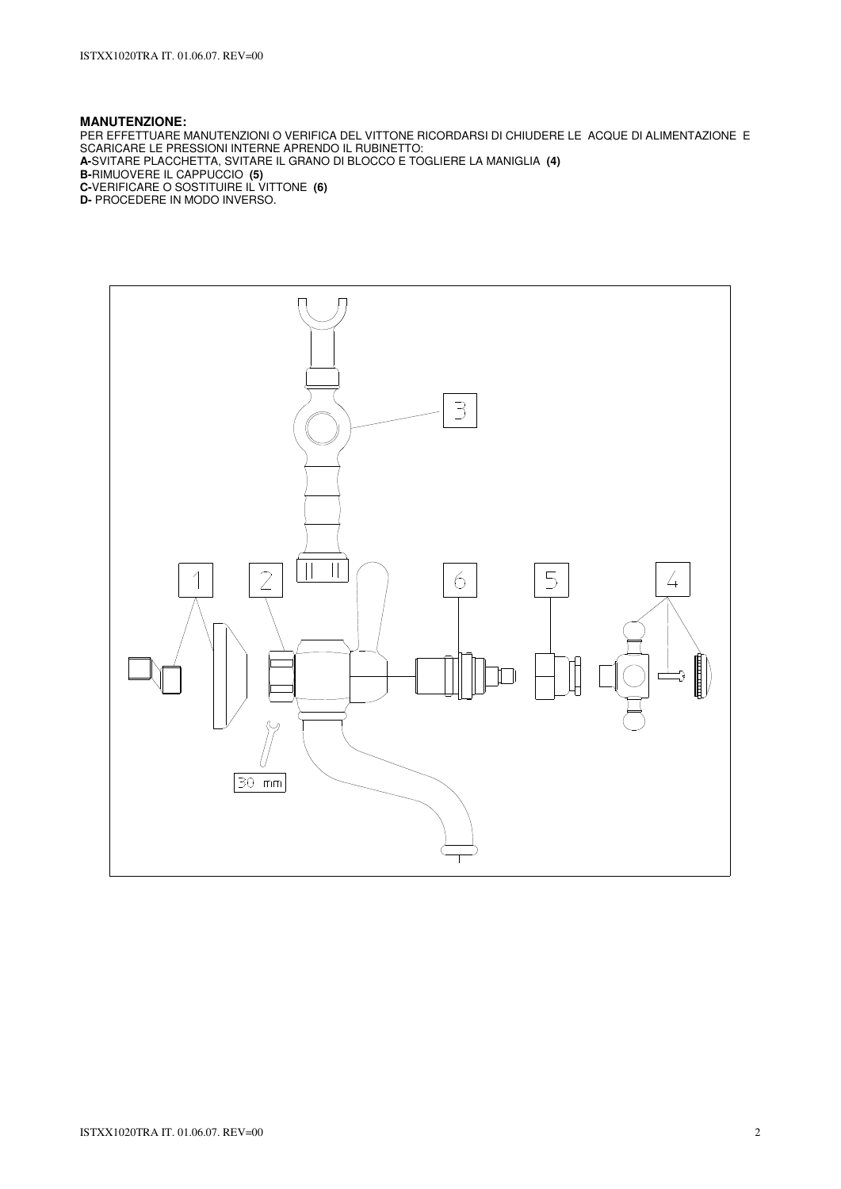**MANUTENZIONE:**

PER EFFETTUARE MANUTENZIONI O VERIFICA DEL VITTONE RICORDARSI DI CHIUDERE LE ACQUE DI ALIMENTAZIONE E SCARICARE LE PRESSIONI INTERNE APRENDO IL RUBINETTO:

**A-**SVITARE PLACCHETTA, SVITARE IL GRANO DI BLOCCO E TOGLIERE LA MANIGLIA **(4)**

**B-**RIMUOVERE IL CAPPUCCIO **(5)**

**C-**VERIFICARE O SOSTITUIRE IL VITTONE **(6)**

**D-** PROCEDERE IN MODO INVERSO.

3

1

2

6

5

4

30 mm